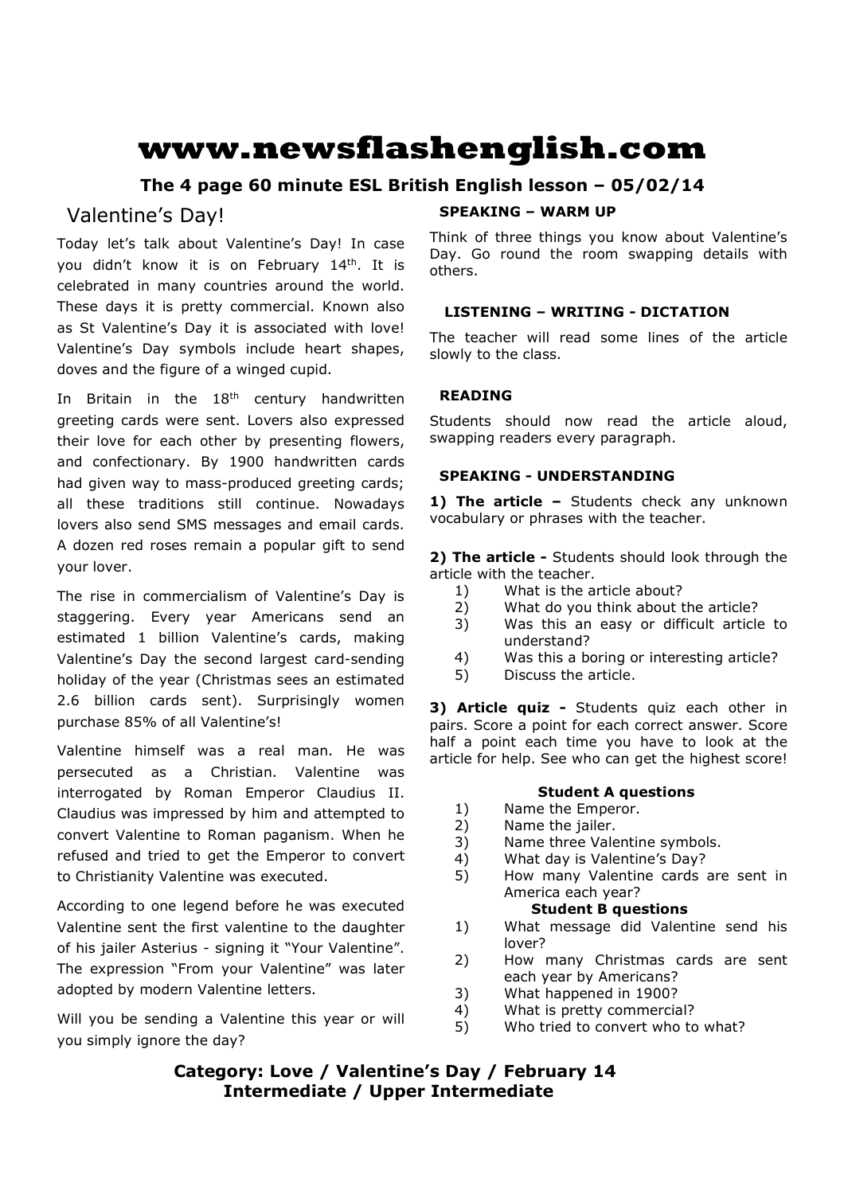# www.newsflashenglish.com

**The 4 page 60 minute ESL British English lesson – 05/02/14**

## Valentine's Day!

Today let's talk about Valentine's Day! In case you didn't know it is on February 14th. It is celebrated in many countries around the world. These days it is pretty commercial. Known also as St Valentine's Day it is associated with love! Valentine's Day symbols include heart shapes, doves and the figure of a winged cupid.

In Britain in the 18th century handwritten greeting cards were sent. Lovers also expressed their love for each other by presenting flowers, and confectionary. By 1900 handwritten cards had given way to mass-produced greeting cards; all these traditions still continue. Nowadays lovers also send SMS messages and email cards. A dozen red roses remain a popular gift to send your lover.

The rise in commercialism of Valentine's Day is staggering. Every year Americans send an estimated 1 billion Valentine's cards, making Valentine's Day the second largest card-sending holiday of the year (Christmas sees an estimated 2.6 billion cards sent). Surprisingly women purchase 85% of all Valentine's!

Valentine himself was a real man. He was persecuted as a Christian. Valentine was interrogated by Roman Emperor Claudius II. Claudius was impressed by him and attempted to convert Valentine to Roman paganism. When he refused and tried to get the Emperor to convert to Christianity Valentine was executed.

According to one legend before he was executed Valentine sent the first valentine to the daughter of his jailer Asterius - signing it "Your Valentine". The expression "From your Valentine" was later adopted by modern Valentine letters.

Will you be sending a Valentine this year or will you simply ignore the day?

### SPEAKING – WARM UP

Think of three things you know about Valentine's Day. Go round the room swapping details with others.

### LISTENING – WRITING - DICTATION

The teacher will read some lines of the article slowly to the class.

### READING

Students should now read the article aloud, swapping readers every paragraph.

### SPEAKING - UNDERSTANDING

**1) The article –** Students check any unknown vocabulary or phrases with the teacher.

**2) The article -** Students should look through the article with the teacher.

1) What is the article about?
2) What do you think about the article?
3) Was this an easy or difficult article to understand?
4) Was this a boring or interesting article?
5) Discuss the article.

**3) Article quiz -** Students quiz each other in pairs. Score a point for each correct answer. Score half a point each time you have to look at the article for help. See who can get the highest score!

**Student A questions**

1) Name the Emperor.
2) Name the jailer.
3) Name three Valentine symbols.
4) What day is Valentine's Day?
5) How many Valentine cards are sent in America each year?

**Student B questions**

1) What message did Valentine send his lover?
2) How many Christmas cards are sent each year by Americans?
3) What happened in 1900?
4) What is pretty commercial?
5) Who tried to convert who to what?

**Category: Love / Valentine's Day / February 14**
**Intermediate / Upper Intermediate**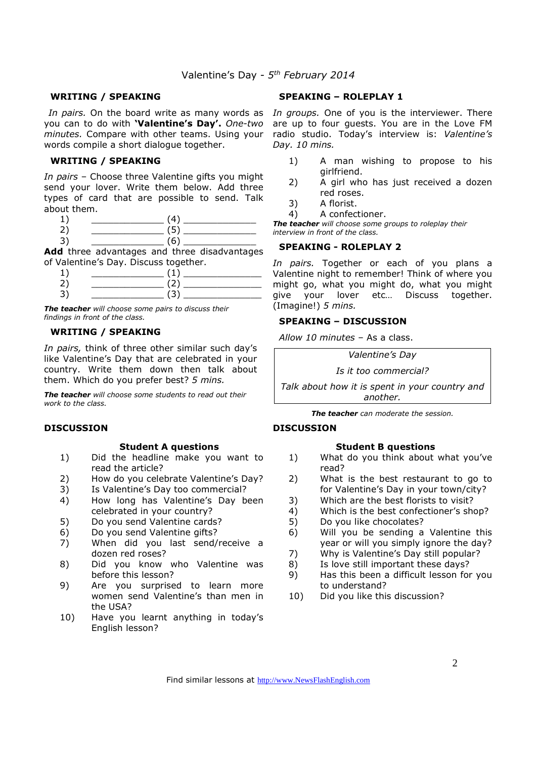Valentine's Day - *5th February 2014*

## WRITING / SPEAKING

*In pairs.* On the board write as many words as you can to do with **'Valentine's Day'.** *One-two minutes.* Compare with other teams. Using your words compile a short dialogue together.

## WRITING / SPEAKING

*In pairs* – Choose three Valentine gifts you might send your lover. Write them below. Add three types of card that are possible to send. Talk about them.

1) _____________ (4) _____________
2) _____________ (5) _____________
3) _____________ (6) _____________

**Add** three advantages and three disadvantages of Valentine's Day. Discuss together.

1) _____________ (1) ______________
2) _____________ (2) ______________
3) _____________ (3) ______________

***The teacher*** *will choose some pairs to discuss their findings in front of the class.*

## WRITING / SPEAKING

*In pairs,* think of three other similar such day's like Valentine's Day that are celebrated in your country. Write them down then talk about them. Which do you prefer best? *5 mins.*

***The teacher*** *will choose some students to read out their work to the class.*

## SPEAKING – ROLEPLAY 1

*In groups.* One of you is the interviewer. There are up to four guests. You are in the Love FM radio studio. Today's interview is: *Valentine's Day. 10 mins.*

1) A man wishing to propose to his girlfriend.
2) A girl who has just received a dozen red roses.
3) A florist.
4) A confectioner.

***The teacher*** *will choose some groups to roleplay their interview in front of the class.*

## SPEAKING - ROLEPLAY 2

*In pairs.* Together or each of you plans a Valentine night to remember! Think of where you might go, what you might do, what you might give your lover etc… Discuss together. (Imagine!) *5 mins.*

## SPEAKING – DISCUSSION

*Allow 10 minutes* – As a class.

> *Valentine's Day*
>
> *Is it too commercial?*
>
> *Talk about how it is spent in your country and another.*

***The teacher*** *can moderate the session.*

## DISCUSSION

### Student A questions

1) Did the headline make you want to read the article?
2) How do you celebrate Valentine's Day?
3) Is Valentine's Day too commercial?
4) How long has Valentine's Day been celebrated in your country?
5) Do you send Valentine cards?
6) Do you send Valentine gifts?
7) When did you last send/receive a dozen red roses?
8) Did you know who Valentine was before this lesson?
9) Are you surprised to learn more women send Valentine's than men in the USA?
10) Have you learnt anything in today's English lesson?

## DISCUSSION

### Student B questions

1) What do you think about what you've read?
2) What is the best restaurant to go to for Valentine's Day in your town/city?
3) Which are the best florists to visit?
4) Which is the best confectioner's shop?
5) Do you like chocolates?
6) Will you be sending a Valentine this year or will you simply ignore the day?
7) Why is Valentine's Day still popular?
8) Is love still important these days?
9) Has this been a difficult lesson for you to understand?
10) Did you like this discussion?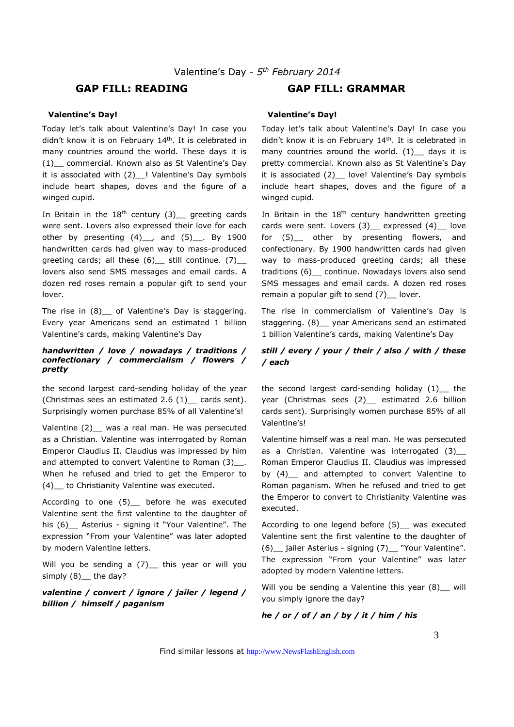Valentine's Day - *5th February 2014*

## GAP FILL: READING

**Valentine's Day!**

Today let's talk about Valentine's Day! In case you didn't know it is on February 14th. It is celebrated in many countries around the world. These days it is (1)__ commercial. Known also as St Valentine's Day it is associated with (2)__! Valentine's Day symbols include heart shapes, doves and the figure of a winged cupid.

In Britain in the 18th century (3)__ greeting cards were sent. Lovers also expressed their love for each other by presenting (4)__, and (5)__. By 1900 handwritten cards had given way to mass-produced greeting cards; all these (6)__ still continue. (7)__ lovers also send SMS messages and email cards. A dozen red roses remain a popular gift to send your lover.

The rise in (8)__ of Valentine's Day is staggering. Every year Americans send an estimated 1 billion Valentine's cards, making Valentine's Day

***handwritten / love / nowadays / traditions / confectionary / commercialism / flowers / pretty***

the second largest card-sending holiday of the year (Christmas sees an estimated 2.6 (1)__ cards sent). Surprisingly women purchase 85% of all Valentine's!

Valentine (2)__ was a real man. He was persecuted as a Christian. Valentine was interrogated by Roman Emperor Claudius II. Claudius was impressed by him and attempted to convert Valentine to Roman (3)__. When he refused and tried to get the Emperor to (4)__ to Christianity Valentine was executed.

According to one (5)__ before he was executed Valentine sent the first valentine to the daughter of his (6)__ Asterius - signing it "Your Valentine". The expression "From your Valentine" was later adopted by modern Valentine letters.

Will you be sending a (7)__ this year or will you simply (8)__ the day?

***valentine / convert / ignore / jailer / legend / billion / himself / paganism***

## GAP FILL: GRAMMAR

**Valentine's Day!**

Today let's talk about Valentine's Day! In case you didn't know it is on February 14th. It is celebrated in many countries around the world. (1)__ days it is pretty commercial. Known also as St Valentine's Day it is associated (2)__ love! Valentine's Day symbols include heart shapes, doves and the figure of a winged cupid.

In Britain in the 18th century handwritten greeting cards were sent. Lovers (3)__ expressed (4)__ love for (5)__ other by presenting flowers, and confectionary. By 1900 handwritten cards had given way to mass-produced greeting cards; all these traditions (6)__ continue. Nowadays lovers also send SMS messages and email cards. A dozen red roses remain a popular gift to send (7)__ lover.

The rise in commercialism of Valentine's Day is staggering. (8)__ year Americans send an estimated 1 billion Valentine's cards, making Valentine's Day

***still / every / your / their / also / with / these / each***

the second largest card-sending holiday (1)__ the year (Christmas sees (2)__ estimated 2.6 billion cards sent). Surprisingly women purchase 85% of all Valentine's!

Valentine himself was a real man. He was persecuted as a Christian. Valentine was interrogated (3)__ Roman Emperor Claudius II. Claudius was impressed by (4)__ and attempted to convert Valentine to Roman paganism. When he refused and tried to get the Emperor to convert to Christianity Valentine was executed.

According to one legend before (5)__ was executed Valentine sent the first valentine to the daughter of (6)__ jailer Asterius - signing (7)__ "Your Valentine". The expression "From your Valentine" was later adopted by modern Valentine letters.

Will you be sending a Valentine this year (8)__ will you simply ignore the day?

***he / or / of / an / by / it / him / his***

Find similar lessons at http://www.NewsFlashEnglish.com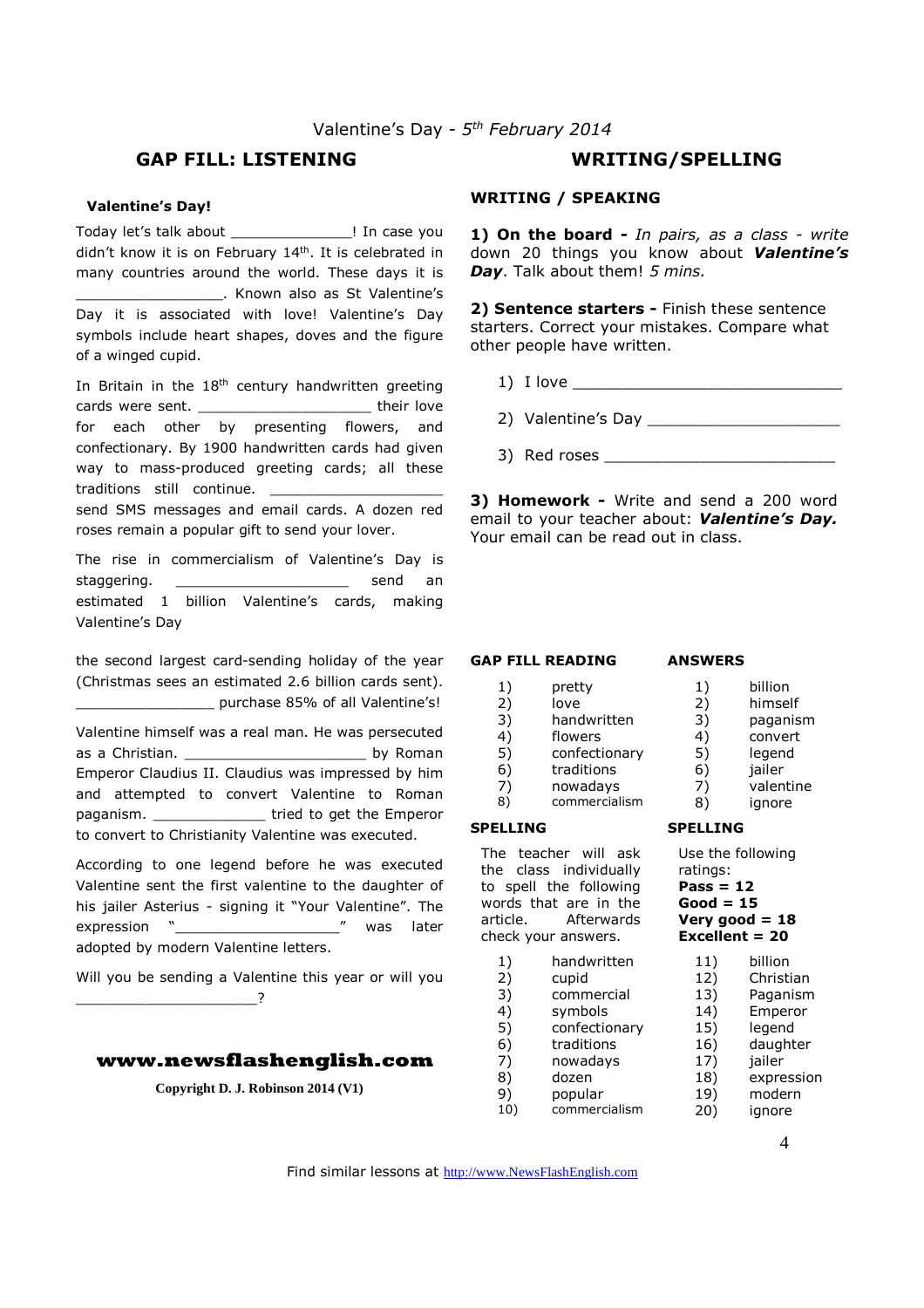Valentine's Day - *5th February 2014*

## GAP FILL: LISTENING

**Valentine's Day!**

Today let's talk about ______________! In case you didn't know it is on February 14th. It is celebrated in many countries around the world. These days it is _________________. Known also as St Valentine's Day it is associated with love! Valentine's Day symbols include heart shapes, doves and the figure of a winged cupid.

In Britain in the 18th century handwritten greeting cards were sent. ____________________ their love for each other by presenting flowers, and confectionary. By 1900 handwritten cards had given way to mass-produced greeting cards; all these traditions still continue. ____________________ send SMS messages and email cards. A dozen red roses remain a popular gift to send your lover.

The rise in commercialism of Valentine's Day is staggering. ____________________ send an estimated 1 billion Valentine's cards, making Valentine's Day the second largest card-sending holiday of the year (Christmas sees an estimated 2.6 billion cards sent). ________________ purchase 85% of all Valentine's!

Valentine himself was a real man. He was persecuted as a Christian. _____________________ by Roman Emperor Claudius II. Claudius was impressed by him and attempted to convert Valentine to Roman paganism. _____________ tried to get the Emperor to convert to Christianity Valentine was executed.

According to one legend before he was executed Valentine sent the first valentine to the daughter of his jailer Asterius - signing it "Your Valentine". The expression "___________________" was later adopted by modern Valentine letters.

Will you be sending a Valentine this year or will you _____________________?

**www.newsflashenglish.com**

**Copyright D. J. Robinson 2014 (V1)**

## WRITING/SPELLING

### WRITING / SPEAKING

**1) On the board -** *In pairs, as a class - write* down 20 things you know about ***Valentine's Day***. Talk about them! *5 mins.*

**2) Sentence starters -** Finish these sentence starters. Correct your mistakes. Compare what other people have written.

1) I love ____________________________
2) Valentine's Day ____________________
3) Red roses ________________________

**3) Homework -** Write and send a 200 word email to your teacher about: ***Valentine's Day.*** Your email can be read out in class.

### GAP FILL READING

1) pretty
2) love
3) handwritten
4) flowers
5) confectionary
6) traditions
7) nowadays
8) commercialism

### ANSWERS

1) billion
2) himself
3) paganism
4) convert
5) legend
6) jailer
7) valentine
8) ignore

### SPELLING

The teacher will ask the class individually to spell the following words that are in the article. Afterwards check your answers.

1) handwritten
2) cupid
3) commercial
4) symbols
5) confectionary
6) traditions
7) nowadays
8) dozen
9) popular
10) commercialism

### SPELLING

Use the following ratings:
**Pass = 12**
**Good = 15**
**Very good = 18**
**Excellent = 20**

11) billion
12) Christian
13) Paganism
14) Emperor
15) legend
16) daughter
17) jailer
18) expression
19) modern
20) ignore

Find similar lessons at http://www.NewsFlashEnglish.com